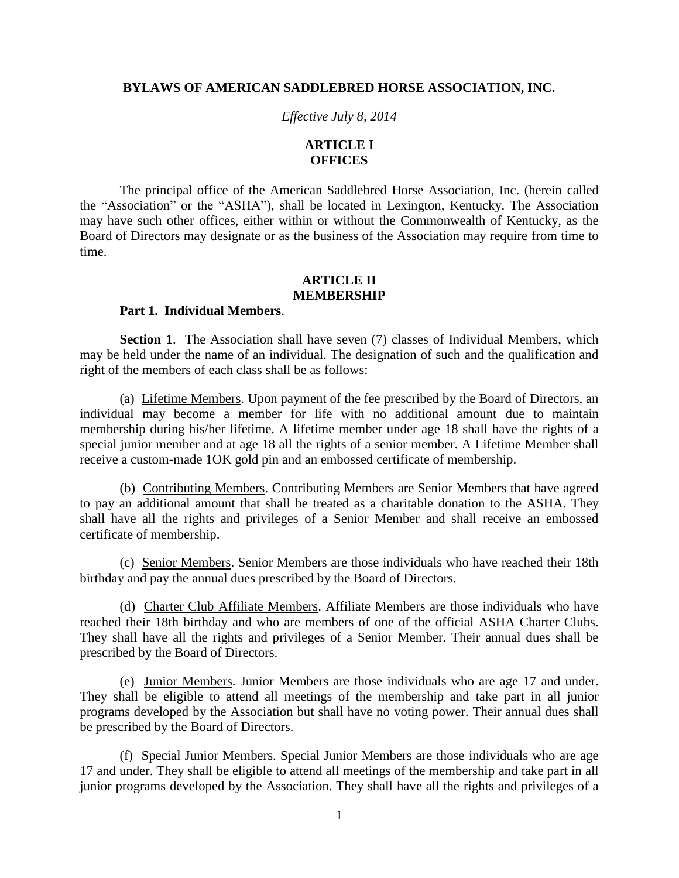# BYLAWS OF AMERICAN SADDLEBRED HORSE ASSOCIATION, INC.

*Effective July 8, 2014*

## ARTICLE I
## OFFICES

The principal office of the American Saddlebred Horse Association, Inc. (herein called the "Association" or the "ASHA"), shall be located in Lexington, Kentucky. The Association may have such other offices, either within or without the Commonwealth of Kentucky, as the Board of Directors may designate or as the business of the Association may require from time to time.

## ARTICLE II
## MEMBERSHIP

### Part 1. Individual Members.

**Section 1**. The Association shall have seven (7) classes of Individual Members, which may be held under the name of an individual. The designation of such and the qualification and right of the members of each class shall be as follows:

(a) Lifetime Members. Upon payment of the fee prescribed by the Board of Directors, an individual may become a member for life with no additional amount due to maintain membership during his/her lifetime. A lifetime member under age 18 shall have the rights of a special junior member and at age 18 all the rights of a senior member. A Lifetime Member shall receive a custom-made 1OK gold pin and an embossed certificate of membership.

(b) Contributing Members. Contributing Members are Senior Members that have agreed to pay an additional amount that shall be treated as a charitable donation to the ASHA. They shall have all the rights and privileges of a Senior Member and shall receive an embossed certificate of membership.

(c) Senior Members. Senior Members are those individuals who have reached their 18th birthday and pay the annual dues prescribed by the Board of Directors.

(d) Charter Club Affiliate Members. Affiliate Members are those individuals who have reached their 18th birthday and who are members of one of the official ASHA Charter Clubs. They shall have all the rights and privileges of a Senior Member. Their annual dues shall be prescribed by the Board of Directors.

(e) Junior Members. Junior Members are those individuals who are age 17 and under. They shall be eligible to attend all meetings of the membership and take part in all junior programs developed by the Association but shall have no voting power. Their annual dues shall be prescribed by the Board of Directors.

(f) Special Junior Members. Special Junior Members are those individuals who are age 17 and under. They shall be eligible to attend all meetings of the membership and take part in all junior programs developed by the Association. They shall have all the rights and privileges of a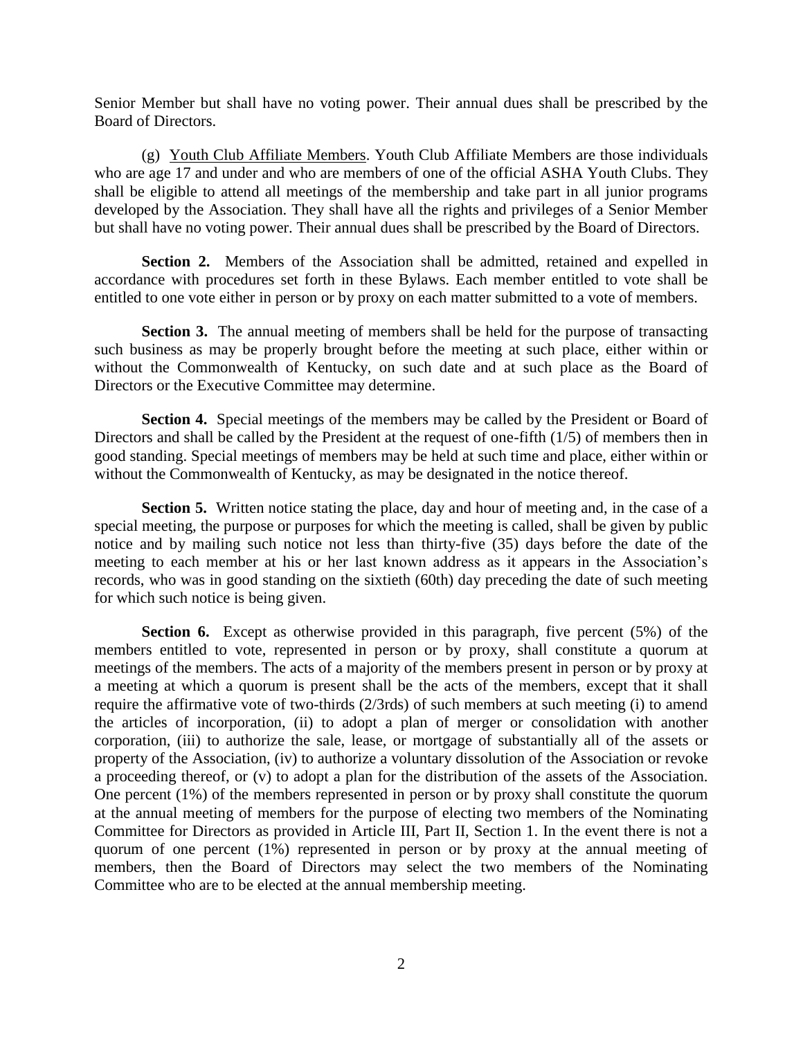Senior Member but shall have no voting power. Their annual dues shall be prescribed by the Board of Directors.

(g) Youth Club Affiliate Members. Youth Club Affiliate Members are those individuals who are age 17 and under and who are members of one of the official ASHA Youth Clubs. They shall be eligible to attend all meetings of the membership and take part in all junior programs developed by the Association. They shall have all the rights and privileges of a Senior Member but shall have no voting power. Their annual dues shall be prescribed by the Board of Directors.

**Section 2.** Members of the Association shall be admitted, retained and expelled in accordance with procedures set forth in these Bylaws. Each member entitled to vote shall be entitled to one vote either in person or by proxy on each matter submitted to a vote of members.

**Section 3.** The annual meeting of members shall be held for the purpose of transacting such business as may be properly brought before the meeting at such place, either within or without the Commonwealth of Kentucky, on such date and at such place as the Board of Directors or the Executive Committee may determine.

**Section 4.** Special meetings of the members may be called by the President or Board of Directors and shall be called by the President at the request of one-fifth (1/5) of members then in good standing. Special meetings of members may be held at such time and place, either within or without the Commonwealth of Kentucky, as may be designated in the notice thereof.

**Section 5.** Written notice stating the place, day and hour of meeting and, in the case of a special meeting, the purpose or purposes for which the meeting is called, shall be given by public notice and by mailing such notice not less than thirty-five (35) days before the date of the meeting to each member at his or her last known address as it appears in the Association's records, who was in good standing on the sixtieth (60th) day preceding the date of such meeting for which such notice is being given.

**Section 6.** Except as otherwise provided in this paragraph, five percent (5%) of the members entitled to vote, represented in person or by proxy, shall constitute a quorum at meetings of the members. The acts of a majority of the members present in person or by proxy at a meeting at which a quorum is present shall be the acts of the members, except that it shall require the affirmative vote of two-thirds (2/3rds) of such members at such meeting (i) to amend the articles of incorporation, (ii) to adopt a plan of merger or consolidation with another corporation, (iii) to authorize the sale, lease, or mortgage of substantially all of the assets or property of the Association, (iv) to authorize a voluntary dissolution of the Association or revoke a proceeding thereof, or (v) to adopt a plan for the distribution of the assets of the Association. One percent (1%) of the members represented in person or by proxy shall constitute the quorum at the annual meeting of members for the purpose of electing two members of the Nominating Committee for Directors as provided in Article III, Part II, Section 1. In the event there is not a quorum of one percent (1%) represented in person or by proxy at the annual meeting of members, then the Board of Directors may select the two members of the Nominating Committee who are to be elected at the annual membership meeting.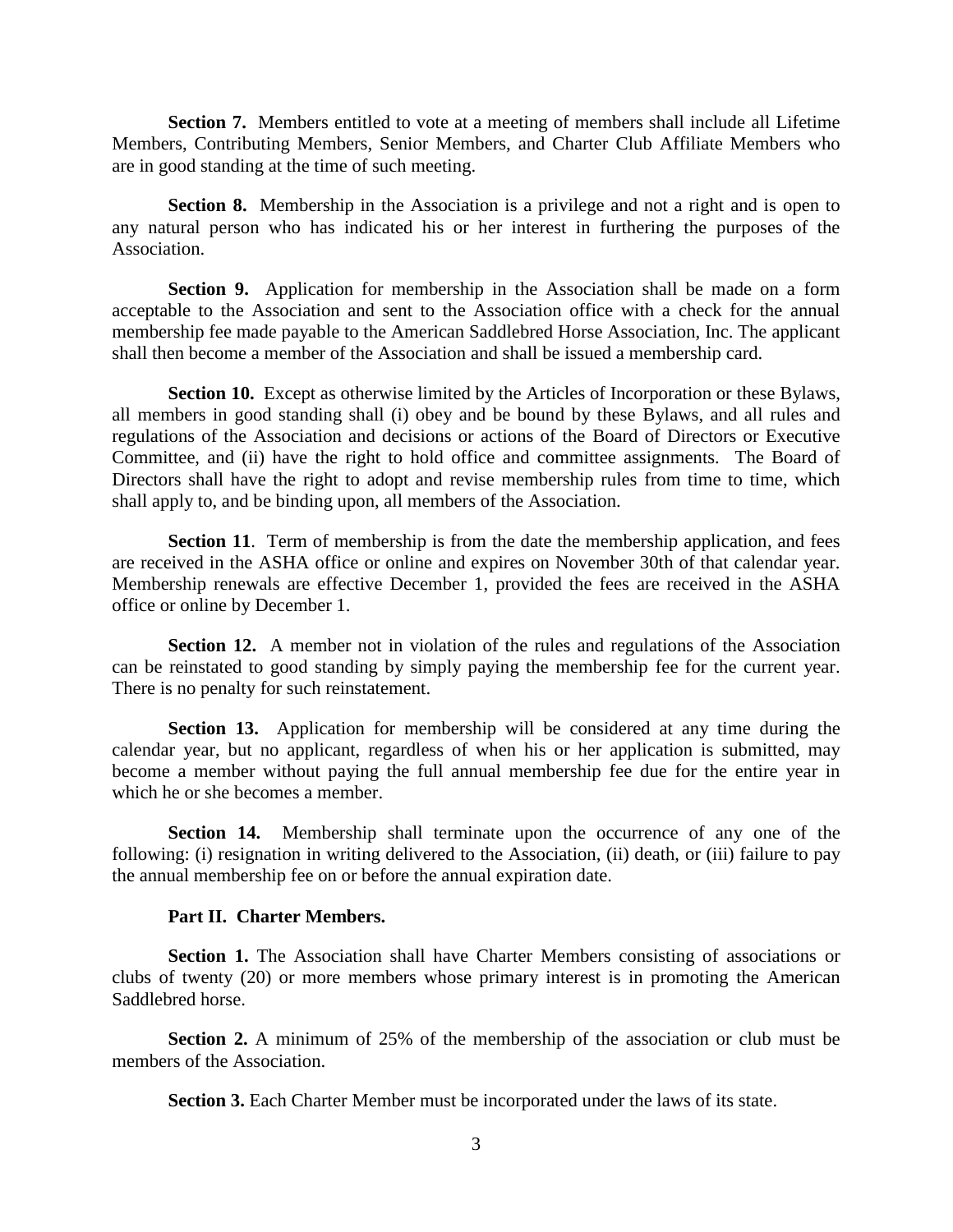**Section 7.** Members entitled to vote at a meeting of members shall include all Lifetime Members, Contributing Members, Senior Members, and Charter Club Affiliate Members who are in good standing at the time of such meeting.

**Section 8.** Membership in the Association is a privilege and not a right and is open to any natural person who has indicated his or her interest in furthering the purposes of the Association.

**Section 9.** Application for membership in the Association shall be made on a form acceptable to the Association and sent to the Association office with a check for the annual membership fee made payable to the American Saddlebred Horse Association, Inc. The applicant shall then become a member of the Association and shall be issued a membership card.

**Section 10.** Except as otherwise limited by the Articles of Incorporation or these Bylaws, all members in good standing shall (i) obey and be bound by these Bylaws, and all rules and regulations of the Association and decisions or actions of the Board of Directors or Executive Committee, and (ii) have the right to hold office and committee assignments. The Board of Directors shall have the right to adopt and revise membership rules from time to time, which shall apply to, and be binding upon, all members of the Association.

**Section 11**. Term of membership is from the date the membership application, and fees are received in the ASHA office or online and expires on November 30th of that calendar year. Membership renewals are effective December 1, provided the fees are received in the ASHA office or online by December 1.

**Section 12.** A member not in violation of the rules and regulations of the Association can be reinstated to good standing by simply paying the membership fee for the current year. There is no penalty for such reinstatement.

**Section 13.** Application for membership will be considered at any time during the calendar year, but no applicant, regardless of when his or her application is submitted, may become a member without paying the full annual membership fee due for the entire year in which he or she becomes a member.

**Section 14.** Membership shall terminate upon the occurrence of any one of the following: (i) resignation in writing delivered to the Association, (ii) death, or (iii) failure to pay the annual membership fee on or before the annual expiration date.

**Part II. Charter Members.**

**Section 1.** The Association shall have Charter Members consisting of associations or clubs of twenty (20) or more members whose primary interest is in promoting the American Saddlebred horse.

**Section 2.** A minimum of 25% of the membership of the association or club must be members of the Association.

**Section 3.** Each Charter Member must be incorporated under the laws of its state.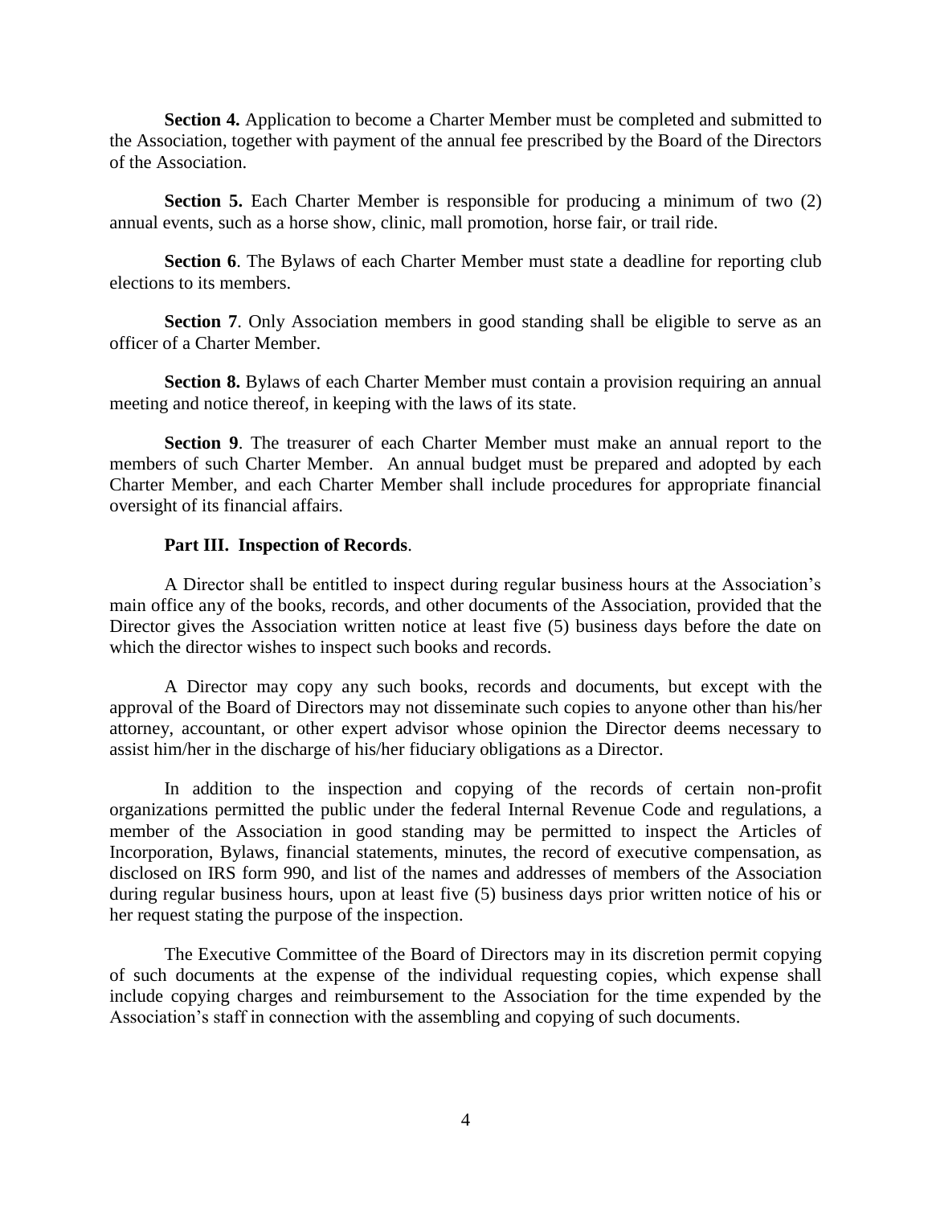**Section 4.** Application to become a Charter Member must be completed and submitted to the Association, together with payment of the annual fee prescribed by the Board of the Directors of the Association.

**Section 5.** Each Charter Member is responsible for producing a minimum of two (2) annual events, such as a horse show, clinic, mall promotion, horse fair, or trail ride.

**Section 6**. The Bylaws of each Charter Member must state a deadline for reporting club elections to its members.

**Section 7**. Only Association members in good standing shall be eligible to serve as an officer of a Charter Member.

**Section 8.** Bylaws of each Charter Member must contain a provision requiring an annual meeting and notice thereof, in keeping with the laws of its state.

**Section 9**. The treasurer of each Charter Member must make an annual report to the members of such Charter Member. An annual budget must be prepared and adopted by each Charter Member, and each Charter Member shall include procedures for appropriate financial oversight of its financial affairs.

**Part III. Inspection of Records**.

A Director shall be entitled to inspect during regular business hours at the Association's main office any of the books, records, and other documents of the Association, provided that the Director gives the Association written notice at least five (5) business days before the date on which the director wishes to inspect such books and records.

A Director may copy any such books, records and documents, but except with the approval of the Board of Directors may not disseminate such copies to anyone other than his/her attorney, accountant, or other expert advisor whose opinion the Director deems necessary to assist him/her in the discharge of his/her fiduciary obligations as a Director.

In addition to the inspection and copying of the records of certain non-profit organizations permitted the public under the federal Internal Revenue Code and regulations, a member of the Association in good standing may be permitted to inspect the Articles of Incorporation, Bylaws, financial statements, minutes, the record of executive compensation, as disclosed on IRS form 990, and list of the names and addresses of members of the Association during regular business hours, upon at least five (5) business days prior written notice of his or her request stating the purpose of the inspection.

The Executive Committee of the Board of Directors may in its discretion permit copying of such documents at the expense of the individual requesting copies, which expense shall include copying charges and reimbursement to the Association for the time expended by the Association's staff in connection with the assembling and copying of such documents.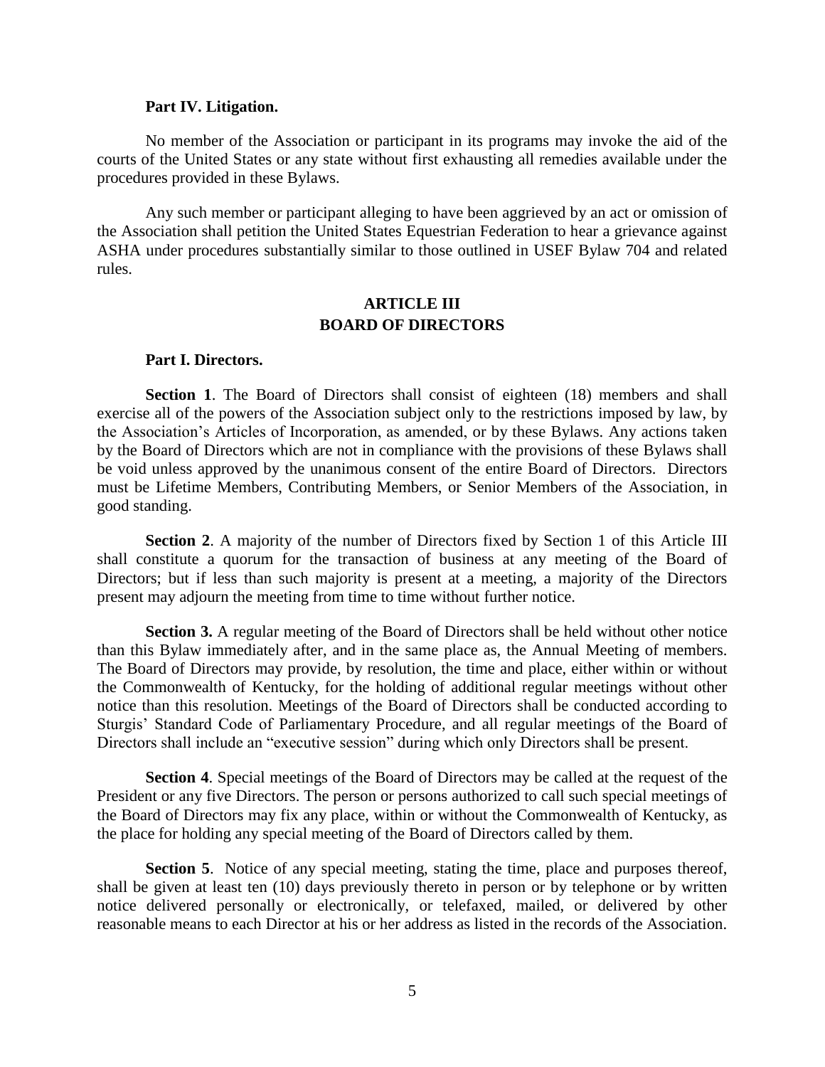**Part IV. Litigation.**

No member of the Association or participant in its programs may invoke the aid of the courts of the United States or any state without first exhausting all remedies available under the procedures provided in these Bylaws.

Any such member or participant alleging to have been aggrieved by an act or omission of the Association shall petition the United States Equestrian Federation to hear a grievance against ASHA under procedures substantially similar to those outlined in USEF Bylaw 704 and related rules.

## ARTICLE III
## BOARD OF DIRECTORS

**Part I. Directors.**

**Section 1**. The Board of Directors shall consist of eighteen (18) members and shall exercise all of the powers of the Association subject only to the restrictions imposed by law, by the Association's Articles of Incorporation, as amended, or by these Bylaws. Any actions taken by the Board of Directors which are not in compliance with the provisions of these Bylaws shall be void unless approved by the unanimous consent of the entire Board of Directors. Directors must be Lifetime Members, Contributing Members, or Senior Members of the Association, in good standing.

**Section 2**. A majority of the number of Directors fixed by Section 1 of this Article III shall constitute a quorum for the transaction of business at any meeting of the Board of Directors; but if less than such majority is present at a meeting, a majority of the Directors present may adjourn the meeting from time to time without further notice.

**Section 3.** A regular meeting of the Board of Directors shall be held without other notice than this Bylaw immediately after, and in the same place as, the Annual Meeting of members. The Board of Directors may provide, by resolution, the time and place, either within or without the Commonwealth of Kentucky, for the holding of additional regular meetings without other notice than this resolution. Meetings of the Board of Directors shall be conducted according to Sturgis' Standard Code of Parliamentary Procedure, and all regular meetings of the Board of Directors shall include an "executive session" during which only Directors shall be present.

**Section 4**. Special meetings of the Board of Directors may be called at the request of the President or any five Directors. The person or persons authorized to call such special meetings of the Board of Directors may fix any place, within or without the Commonwealth of Kentucky, as the place for holding any special meeting of the Board of Directors called by them.

**Section 5**. Notice of any special meeting, stating the time, place and purposes thereof, shall be given at least ten (10) days previously thereto in person or by telephone or by written notice delivered personally or electronically, or telefaxed, mailed, or delivered by other reasonable means to each Director at his or her address as listed in the records of the Association.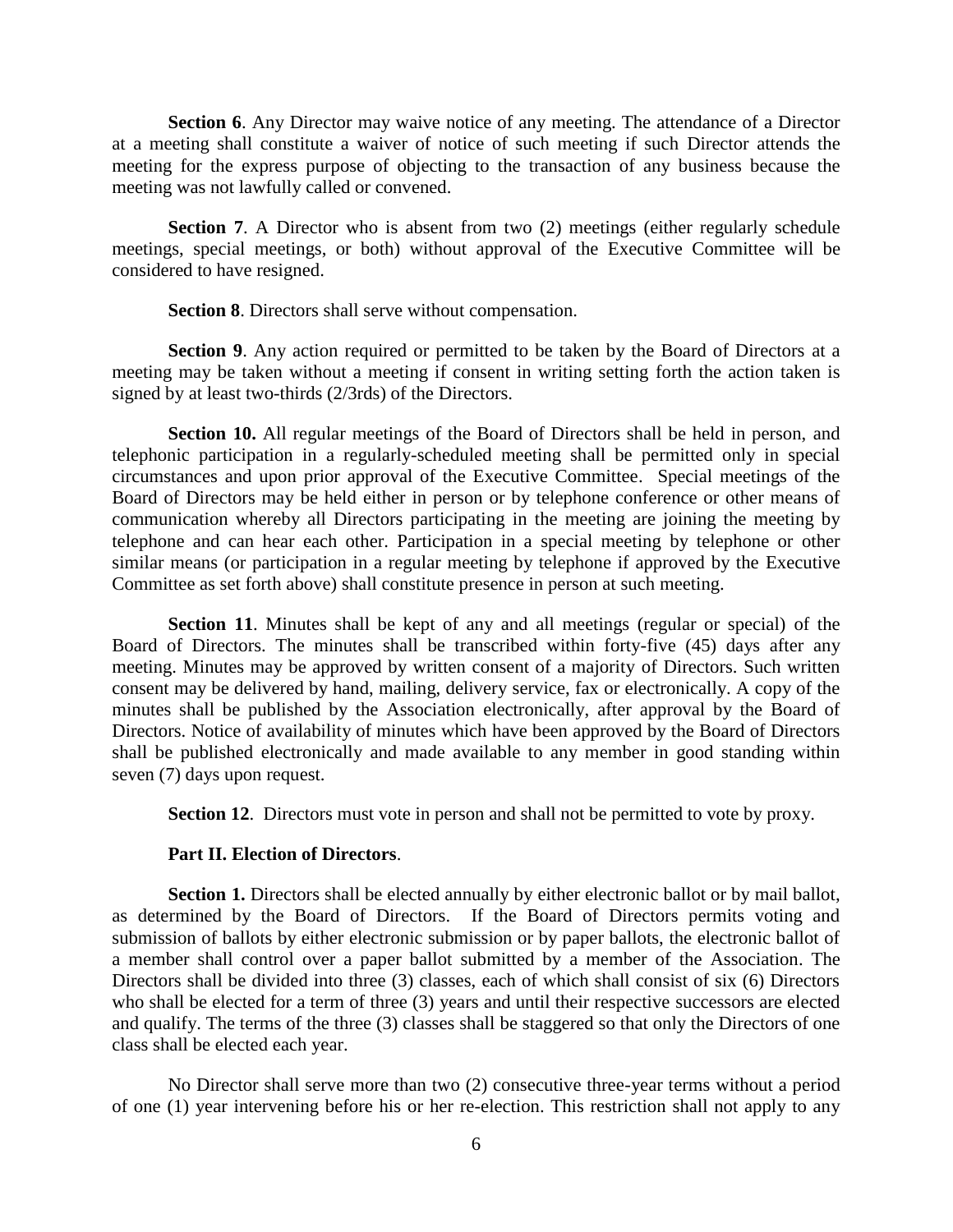**Section 6**. Any Director may waive notice of any meeting. The attendance of a Director at a meeting shall constitute a waiver of notice of such meeting if such Director attends the meeting for the express purpose of objecting to the transaction of any business because the meeting was not lawfully called or convened.

**Section 7**. A Director who is absent from two (2) meetings (either regularly schedule meetings, special meetings, or both) without approval of the Executive Committee will be considered to have resigned.

**Section 8**. Directors shall serve without compensation.

**Section 9**. Any action required or permitted to be taken by the Board of Directors at a meeting may be taken without a meeting if consent in writing setting forth the action taken is signed by at least two-thirds (2/3rds) of the Directors.

**Section 10.** All regular meetings of the Board of Directors shall be held in person, and telephonic participation in a regularly-scheduled meeting shall be permitted only in special circumstances and upon prior approval of the Executive Committee. Special meetings of the Board of Directors may be held either in person or by telephone conference or other means of communication whereby all Directors participating in the meeting are joining the meeting by telephone and can hear each other. Participation in a special meeting by telephone or other similar means (or participation in a regular meeting by telephone if approved by the Executive Committee as set forth above) shall constitute presence in person at such meeting.

**Section 11**. Minutes shall be kept of any and all meetings (regular or special) of the Board of Directors. The minutes shall be transcribed within forty-five (45) days after any meeting. Minutes may be approved by written consent of a majority of Directors. Such written consent may be delivered by hand, mailing, delivery service, fax or electronically. A copy of the minutes shall be published by the Association electronically, after approval by the Board of Directors. Notice of availability of minutes which have been approved by the Board of Directors shall be published electronically and made available to any member in good standing within seven (7) days upon request.

**Section 12**. Directors must vote in person and shall not be permitted to vote by proxy.

**Part II. Election of Directors**.

**Section 1.** Directors shall be elected annually by either electronic ballot or by mail ballot, as determined by the Board of Directors. If the Board of Directors permits voting and submission of ballots by either electronic submission or by paper ballots, the electronic ballot of a member shall control over a paper ballot submitted by a member of the Association. The Directors shall be divided into three (3) classes, each of which shall consist of six (6) Directors who shall be elected for a term of three (3) years and until their respective successors are elected and qualify. The terms of the three (3) classes shall be staggered so that only the Directors of one class shall be elected each year.

No Director shall serve more than two (2) consecutive three-year terms without a period of one (1) year intervening before his or her re-election. This restriction shall not apply to any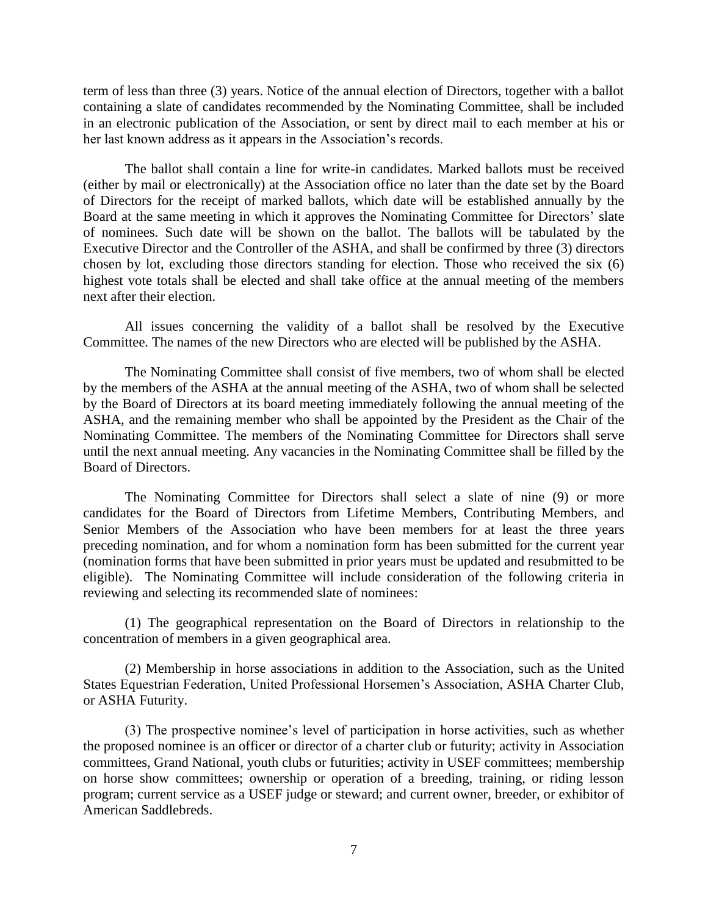term of less than three (3) years. Notice of the annual election of Directors, together with a ballot containing a slate of candidates recommended by the Nominating Committee, shall be included in an electronic publication of the Association, or sent by direct mail to each member at his or her last known address as it appears in the Association's records.

The ballot shall contain a line for write-in candidates. Marked ballots must be received (either by mail or electronically) at the Association office no later than the date set by the Board of Directors for the receipt of marked ballots, which date will be established annually by the Board at the same meeting in which it approves the Nominating Committee for Directors' slate of nominees. Such date will be shown on the ballot. The ballots will be tabulated by the Executive Director and the Controller of the ASHA, and shall be confirmed by three (3) directors chosen by lot, excluding those directors standing for election. Those who received the six (6) highest vote totals shall be elected and shall take office at the annual meeting of the members next after their election.

All issues concerning the validity of a ballot shall be resolved by the Executive Committee. The names of the new Directors who are elected will be published by the ASHA.

The Nominating Committee shall consist of five members, two of whom shall be elected by the members of the ASHA at the annual meeting of the ASHA, two of whom shall be selected by the Board of Directors at its board meeting immediately following the annual meeting of the ASHA, and the remaining member who shall be appointed by the President as the Chair of the Nominating Committee. The members of the Nominating Committee for Directors shall serve until the next annual meeting. Any vacancies in the Nominating Committee shall be filled by the Board of Directors.

The Nominating Committee for Directors shall select a slate of nine (9) or more candidates for the Board of Directors from Lifetime Members, Contributing Members, and Senior Members of the Association who have been members for at least the three years preceding nomination, and for whom a nomination form has been submitted for the current year (nomination forms that have been submitted in prior years must be updated and resubmitted to be eligible). The Nominating Committee will include consideration of the following criteria in reviewing and selecting its recommended slate of nominees:

(1) The geographical representation on the Board of Directors in relationship to the concentration of members in a given geographical area.

(2) Membership in horse associations in addition to the Association, such as the United States Equestrian Federation, United Professional Horsemen's Association, ASHA Charter Club, or ASHA Futurity.

(3) The prospective nominee's level of participation in horse activities, such as whether the proposed nominee is an officer or director of a charter club or futurity; activity in Association committees, Grand National, youth clubs or futurities; activity in USEF committees; membership on horse show committees; ownership or operation of a breeding, training, or riding lesson program; current service as a USEF judge or steward; and current owner, breeder, or exhibitor of American Saddlebreds.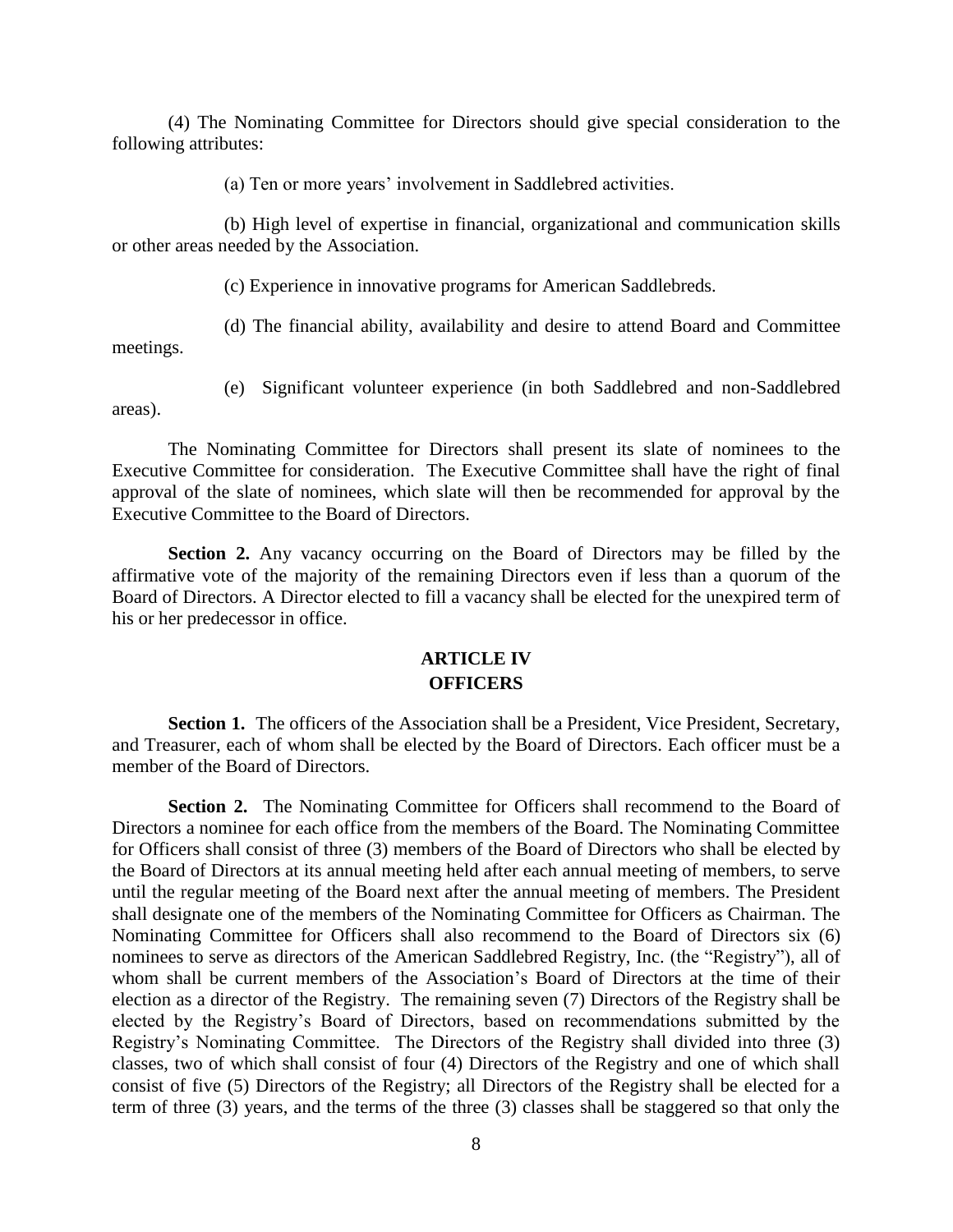(4) The Nominating Committee for Directors should give special consideration to the following attributes:

(a) Ten or more years' involvement in Saddlebred activities.

(b) High level of expertise in financial, organizational and communication skills or other areas needed by the Association.

(c) Experience in innovative programs for American Saddlebreds.

(d) The financial ability, availability and desire to attend Board and Committee meetings.

(e) Significant volunteer experience (in both Saddlebred and non-Saddlebred areas).

The Nominating Committee for Directors shall present its slate of nominees to the Executive Committee for consideration. The Executive Committee shall have the right of final approval of the slate of nominees, which slate will then be recommended for approval by the Executive Committee to the Board of Directors.

**Section 2.** Any vacancy occurring on the Board of Directors may be filled by the affirmative vote of the majority of the remaining Directors even if less than a quorum of the Board of Directors. A Director elected to fill a vacancy shall be elected for the unexpired term of his or her predecessor in office.

## ARTICLE IV
## OFFICERS

**Section 1.** The officers of the Association shall be a President, Vice President, Secretary, and Treasurer, each of whom shall be elected by the Board of Directors. Each officer must be a member of the Board of Directors.

**Section 2.** The Nominating Committee for Officers shall recommend to the Board of Directors a nominee for each office from the members of the Board. The Nominating Committee for Officers shall consist of three (3) members of the Board of Directors who shall be elected by the Board of Directors at its annual meeting held after each annual meeting of members, to serve until the regular meeting of the Board next after the annual meeting of members. The President shall designate one of the members of the Nominating Committee for Officers as Chairman. The Nominating Committee for Officers shall also recommend to the Board of Directors six (6) nominees to serve as directors of the American Saddlebred Registry, Inc. (the "Registry"), all of whom shall be current members of the Association's Board of Directors at the time of their election as a director of the Registry. The remaining seven (7) Directors of the Registry shall be elected by the Registry's Board of Directors, based on recommendations submitted by the Registry's Nominating Committee. The Directors of the Registry shall divided into three (3) classes, two of which shall consist of four (4) Directors of the Registry and one of which shall consist of five (5) Directors of the Registry; all Directors of the Registry shall be elected for a term of three (3) years, and the terms of the three (3) classes shall be staggered so that only the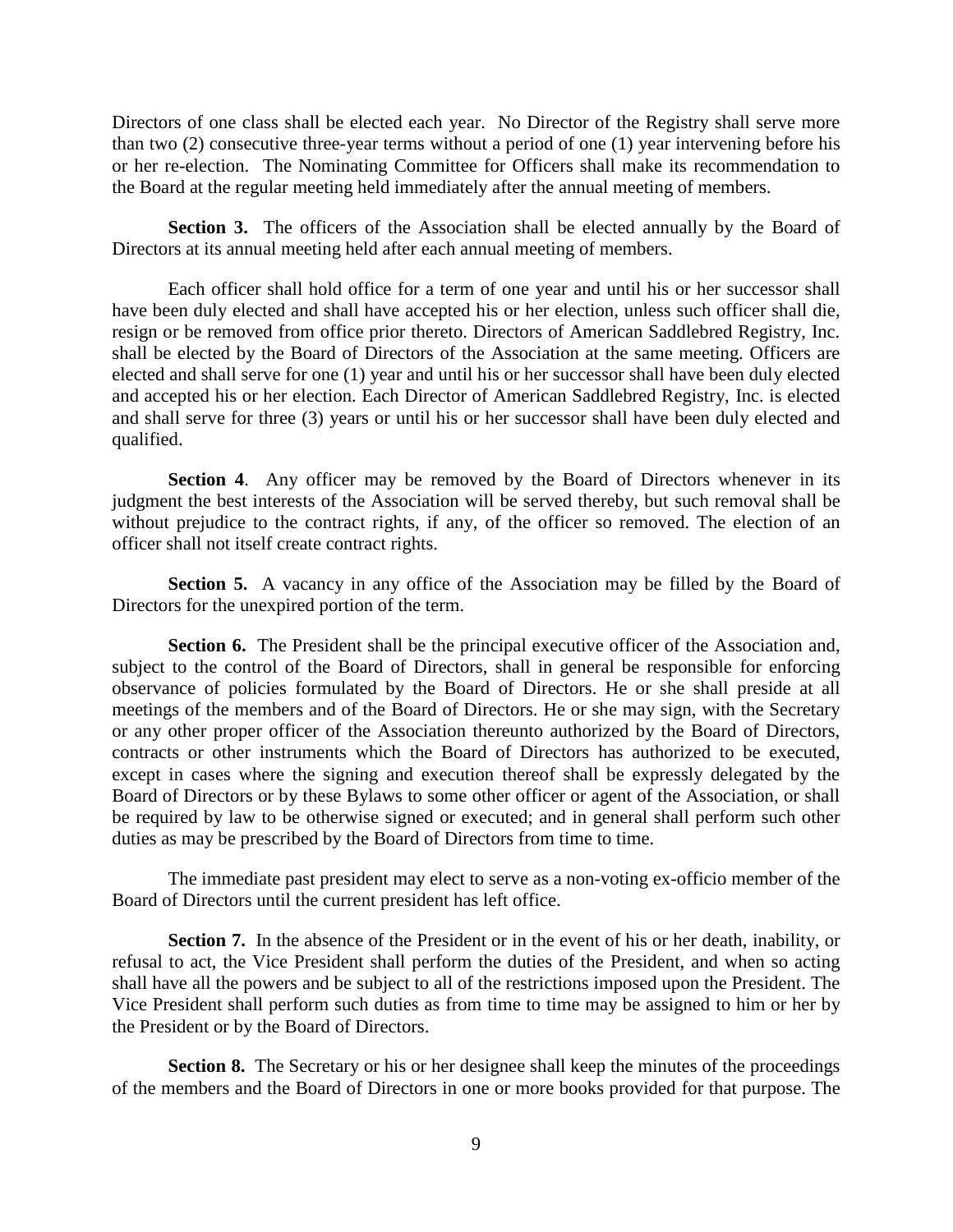Directors of one class shall be elected each year. No Director of the Registry shall serve more than two (2) consecutive three-year terms without a period of one (1) year intervening before his or her re-election. The Nominating Committee for Officers shall make its recommendation to the Board at the regular meeting held immediately after the annual meeting of members.

**Section 3.** The officers of the Association shall be elected annually by the Board of Directors at its annual meeting held after each annual meeting of members.

Each officer shall hold office for a term of one year and until his or her successor shall have been duly elected and shall have accepted his or her election, unless such officer shall die, resign or be removed from office prior thereto. Directors of American Saddlebred Registry, Inc. shall be elected by the Board of Directors of the Association at the same meeting. Officers are elected and shall serve for one (1) year and until his or her successor shall have been duly elected and accepted his or her election. Each Director of American Saddlebred Registry, Inc. is elected and shall serve for three (3) years or until his or her successor shall have been duly elected and qualified.

**Section 4**. Any officer may be removed by the Board of Directors whenever in its judgment the best interests of the Association will be served thereby, but such removal shall be without prejudice to the contract rights, if any, of the officer so removed. The election of an officer shall not itself create contract rights.

**Section 5.** A vacancy in any office of the Association may be filled by the Board of Directors for the unexpired portion of the term.

**Section 6.** The President shall be the principal executive officer of the Association and, subject to the control of the Board of Directors, shall in general be responsible for enforcing observance of policies formulated by the Board of Directors. He or she shall preside at all meetings of the members and of the Board of Directors. He or she may sign, with the Secretary or any other proper officer of the Association thereunto authorized by the Board of Directors, contracts or other instruments which the Board of Directors has authorized to be executed, except in cases where the signing and execution thereof shall be expressly delegated by the Board of Directors or by these Bylaws to some other officer or agent of the Association, or shall be required by law to be otherwise signed or executed; and in general shall perform such other duties as may be prescribed by the Board of Directors from time to time.

The immediate past president may elect to serve as a non-voting ex-officio member of the Board of Directors until the current president has left office.

**Section 7.** In the absence of the President or in the event of his or her death, inability, or refusal to act, the Vice President shall perform the duties of the President, and when so acting shall have all the powers and be subject to all of the restrictions imposed upon the President. The Vice President shall perform such duties as from time to time may be assigned to him or her by the President or by the Board of Directors.

**Section 8.** The Secretary or his or her designee shall keep the minutes of the proceedings of the members and the Board of Directors in one or more books provided for that purpose. The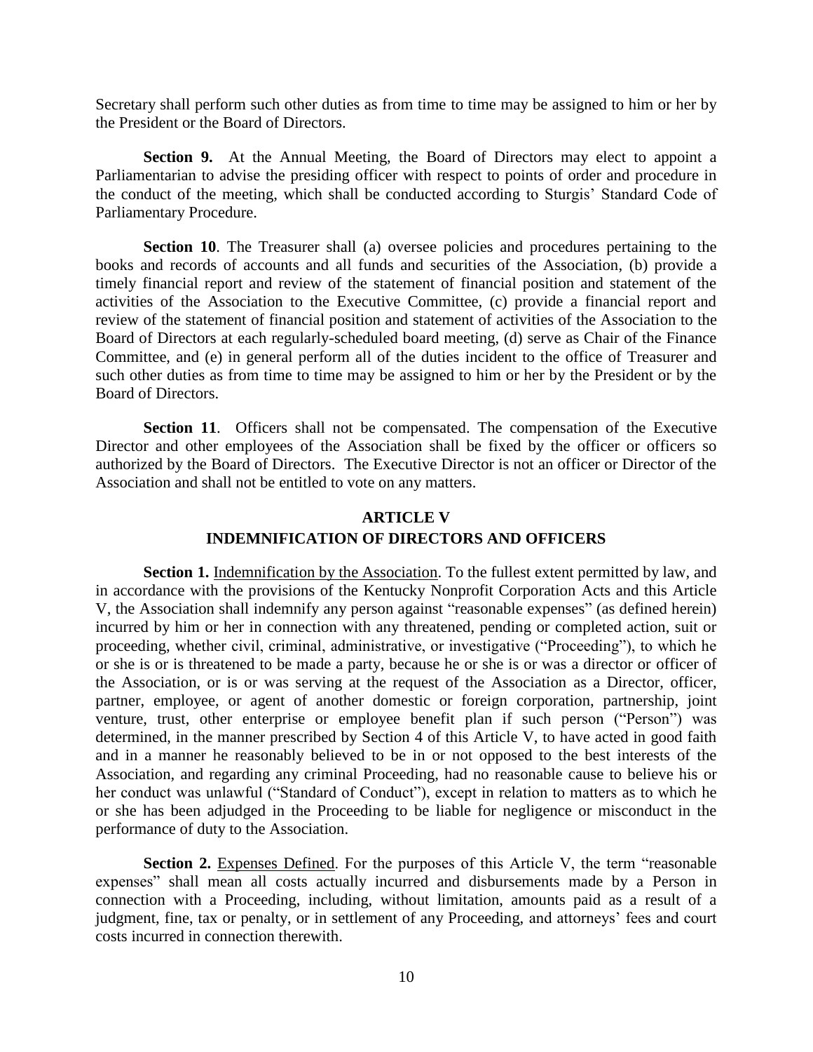Secretary shall perform such other duties as from time to time may be assigned to him or her by the President or the Board of Directors.

**Section 9.** At the Annual Meeting, the Board of Directors may elect to appoint a Parliamentarian to advise the presiding officer with respect to points of order and procedure in the conduct of the meeting, which shall be conducted according to Sturgis' Standard Code of Parliamentary Procedure.

**Section 10**. The Treasurer shall (a) oversee policies and procedures pertaining to the books and records of accounts and all funds and securities of the Association, (b) provide a timely financial report and review of the statement of financial position and statement of the activities of the Association to the Executive Committee, (c) provide a financial report and review of the statement of financial position and statement of activities of the Association to the Board of Directors at each regularly-scheduled board meeting, (d) serve as Chair of the Finance Committee, and (e) in general perform all of the duties incident to the office of Treasurer and such other duties as from time to time may be assigned to him or her by the President or by the Board of Directors.

**Section 11**. Officers shall not be compensated. The compensation of the Executive Director and other employees of the Association shall be fixed by the officer or officers so authorized by the Board of Directors. The Executive Director is not an officer or Director of the Association and shall not be entitled to vote on any matters.

## ARTICLE V
## INDEMNIFICATION OF DIRECTORS AND OFFICERS

**Section 1.** Indemnification by the Association. To the fullest extent permitted by law, and in accordance with the provisions of the Kentucky Nonprofit Corporation Acts and this Article V, the Association shall indemnify any person against "reasonable expenses" (as defined herein) incurred by him or her in connection with any threatened, pending or completed action, suit or proceeding, whether civil, criminal, administrative, or investigative ("Proceeding"), to which he or she is or is threatened to be made a party, because he or she is or was a director or officer of the Association, or is or was serving at the request of the Association as a Director, officer, partner, employee, or agent of another domestic or foreign corporation, partnership, joint venture, trust, other enterprise or employee benefit plan if such person ("Person") was determined, in the manner prescribed by Section 4 of this Article V, to have acted in good faith and in a manner he reasonably believed to be in or not opposed to the best interests of the Association, and regarding any criminal Proceeding, had no reasonable cause to believe his or her conduct was unlawful ("Standard of Conduct"), except in relation to matters as to which he or she has been adjudged in the Proceeding to be liable for negligence or misconduct in the performance of duty to the Association.

**Section 2.** Expenses Defined. For the purposes of this Article V, the term "reasonable expenses" shall mean all costs actually incurred and disbursements made by a Person in connection with a Proceeding, including, without limitation, amounts paid as a result of a judgment, fine, tax or penalty, or in settlement of any Proceeding, and attorneys' fees and court costs incurred in connection therewith.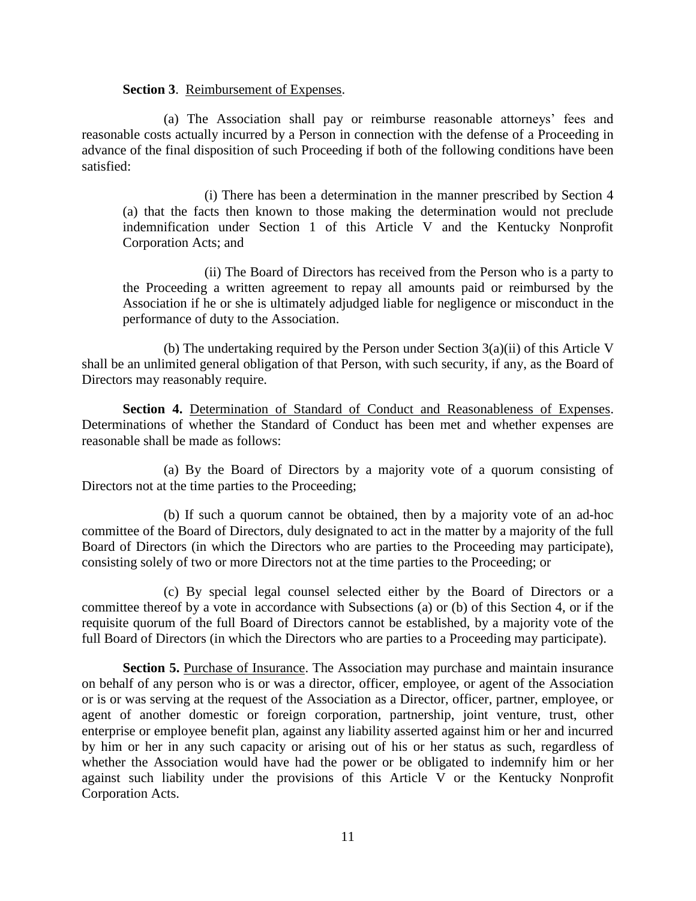**Section 3**. Reimbursement of Expenses.

(a) The Association shall pay or reimburse reasonable attorneys' fees and reasonable costs actually incurred by a Person in connection with the defense of a Proceeding in advance of the final disposition of such Proceeding if both of the following conditions have been satisfied:

(i) There has been a determination in the manner prescribed by Section 4 (a) that the facts then known to those making the determination would not preclude indemnification under Section 1 of this Article V and the Kentucky Nonprofit Corporation Acts; and

(ii) The Board of Directors has received from the Person who is a party to the Proceeding a written agreement to repay all amounts paid or reimbursed by the Association if he or she is ultimately adjudged liable for negligence or misconduct in the performance of duty to the Association.

(b) The undertaking required by the Person under Section 3(a)(ii) of this Article V shall be an unlimited general obligation of that Person, with such security, if any, as the Board of Directors may reasonably require.

**Section 4.** Determination of Standard of Conduct and Reasonableness of Expenses. Determinations of whether the Standard of Conduct has been met and whether expenses are reasonable shall be made as follows:

(a) By the Board of Directors by a majority vote of a quorum consisting of Directors not at the time parties to the Proceeding;

(b) If such a quorum cannot be obtained, then by a majority vote of an ad-hoc committee of the Board of Directors, duly designated to act in the matter by a majority of the full Board of Directors (in which the Directors who are parties to the Proceeding may participate), consisting solely of two or more Directors not at the time parties to the Proceeding; or

(c) By special legal counsel selected either by the Board of Directors or a committee thereof by a vote in accordance with Subsections (a) or (b) of this Section 4, or if the requisite quorum of the full Board of Directors cannot be established, by a majority vote of the full Board of Directors (in which the Directors who are parties to a Proceeding may participate).

**Section 5.** Purchase of Insurance. The Association may purchase and maintain insurance on behalf of any person who is or was a director, officer, employee, or agent of the Association or is or was serving at the request of the Association as a Director, officer, partner, employee, or agent of another domestic or foreign corporation, partnership, joint venture, trust, other enterprise or employee benefit plan, against any liability asserted against him or her and incurred by him or her in any such capacity or arising out of his or her status as such, regardless of whether the Association would have had the power or be obligated to indemnify him or her against such liability under the provisions of this Article V or the Kentucky Nonprofit Corporation Acts.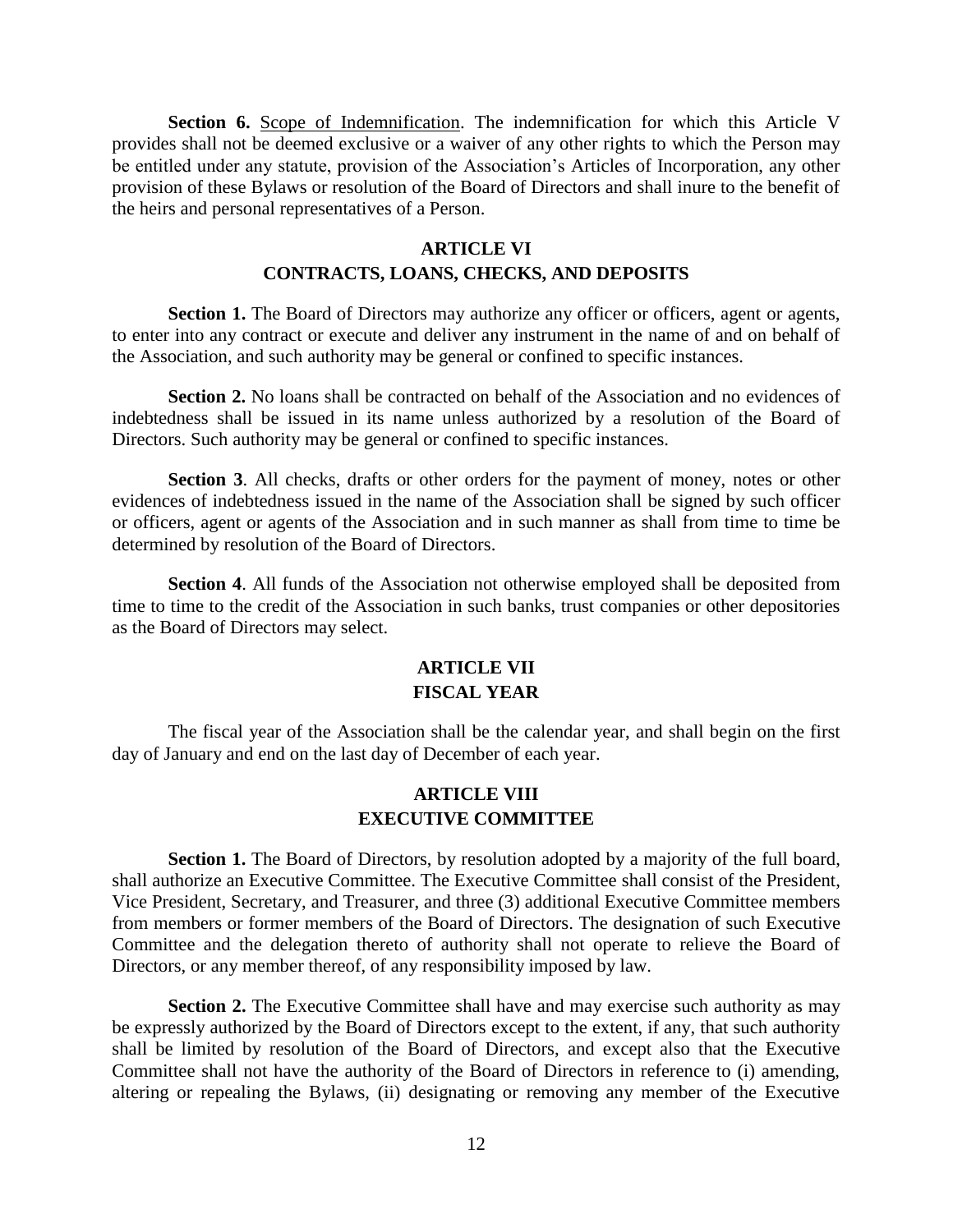**Section 6.** Scope of Indemnification. The indemnification for which this Article V provides shall not be deemed exclusive or a waiver of any other rights to which the Person may be entitled under any statute, provision of the Association's Articles of Incorporation, any other provision of these Bylaws or resolution of the Board of Directors and shall inure to the benefit of the heirs and personal representatives of a Person.

## ARTICLE VI
## CONTRACTS, LOANS, CHECKS, AND DEPOSITS

**Section 1.** The Board of Directors may authorize any officer or officers, agent or agents, to enter into any contract or execute and deliver any instrument in the name of and on behalf of the Association, and such authority may be general or confined to specific instances.

**Section 2.** No loans shall be contracted on behalf of the Association and no evidences of indebtedness shall be issued in its name unless authorized by a resolution of the Board of Directors. Such authority may be general or confined to specific instances.

**Section 3**. All checks, drafts or other orders for the payment of money, notes or other evidences of indebtedness issued in the name of the Association shall be signed by such officer or officers, agent or agents of the Association and in such manner as shall from time to time be determined by resolution of the Board of Directors.

**Section 4**. All funds of the Association not otherwise employed shall be deposited from time to time to the credit of the Association in such banks, trust companies or other depositories as the Board of Directors may select.

## ARTICLE VII
## FISCAL YEAR

The fiscal year of the Association shall be the calendar year, and shall begin on the first day of January and end on the last day of December of each year.

## ARTICLE VIII
## EXECUTIVE COMMITTEE

**Section 1.** The Board of Directors, by resolution adopted by a majority of the full board, shall authorize an Executive Committee. The Executive Committee shall consist of the President, Vice President, Secretary, and Treasurer, and three (3) additional Executive Committee members from members or former members of the Board of Directors. The designation of such Executive Committee and the delegation thereto of authority shall not operate to relieve the Board of Directors, or any member thereof, of any responsibility imposed by law.

**Section 2.** The Executive Committee shall have and may exercise such authority as may be expressly authorized by the Board of Directors except to the extent, if any, that such authority shall be limited by resolution of the Board of Directors, and except also that the Executive Committee shall not have the authority of the Board of Directors in reference to (i) amending, altering or repealing the Bylaws, (ii) designating or removing any member of the Executive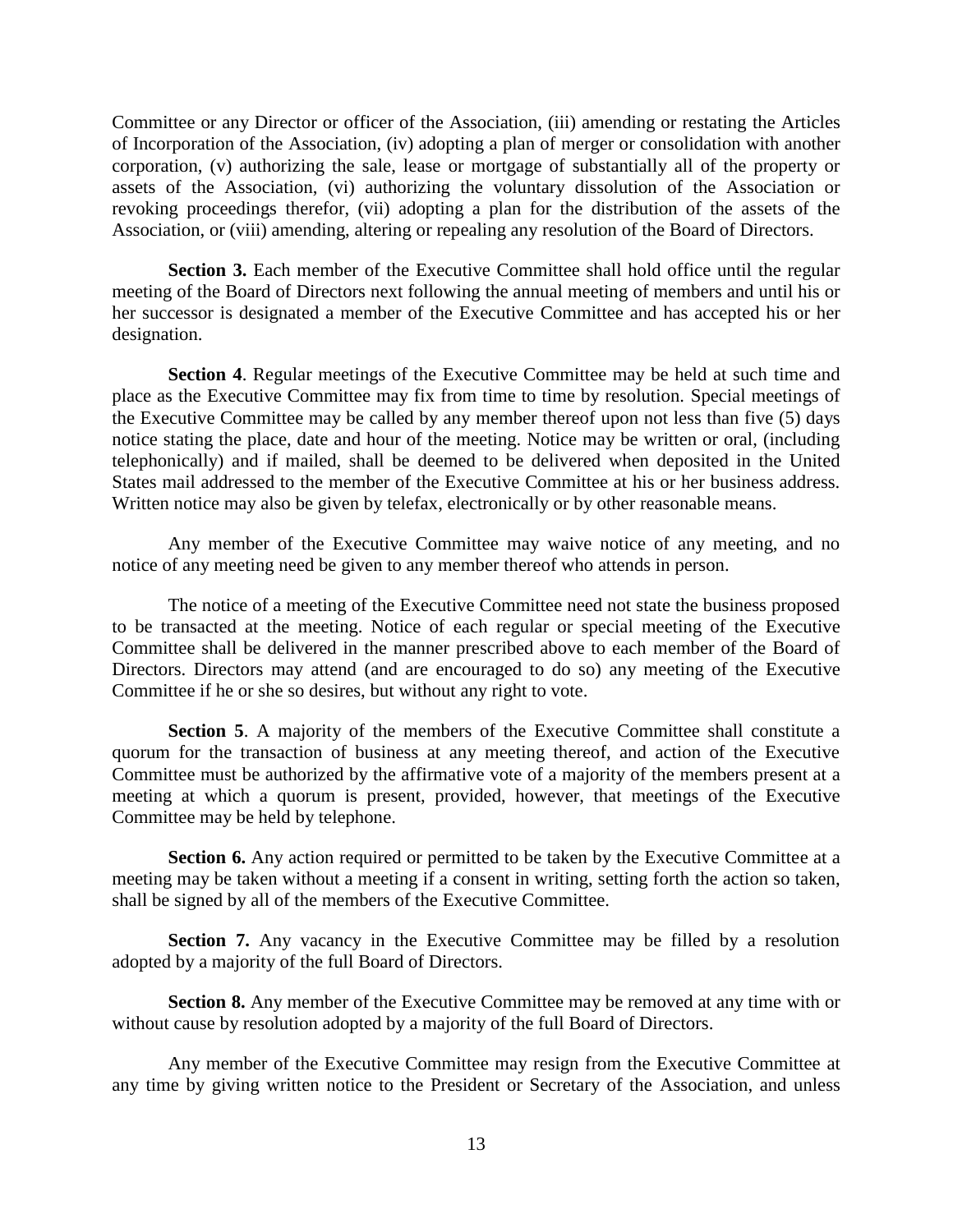Committee or any Director or officer of the Association, (iii) amending or restating the Articles of Incorporation of the Association, (iv) adopting a plan of merger or consolidation with another corporation, (v) authorizing the sale, lease or mortgage of substantially all of the property or assets of the Association, (vi) authorizing the voluntary dissolution of the Association or revoking proceedings therefor, (vii) adopting a plan for the distribution of the assets of the Association, or (viii) amending, altering or repealing any resolution of the Board of Directors.

**Section 3.** Each member of the Executive Committee shall hold office until the regular meeting of the Board of Directors next following the annual meeting of members and until his or her successor is designated a member of the Executive Committee and has accepted his or her designation.

**Section 4**. Regular meetings of the Executive Committee may be held at such time and place as the Executive Committee may fix from time to time by resolution. Special meetings of the Executive Committee may be called by any member thereof upon not less than five (5) days notice stating the place, date and hour of the meeting. Notice may be written or oral, (including telephonically) and if mailed, shall be deemed to be delivered when deposited in the United States mail addressed to the member of the Executive Committee at his or her business address. Written notice may also be given by telefax, electronically or by other reasonable means.

Any member of the Executive Committee may waive notice of any meeting, and no notice of any meeting need be given to any member thereof who attends in person.

The notice of a meeting of the Executive Committee need not state the business proposed to be transacted at the meeting. Notice of each regular or special meeting of the Executive Committee shall be delivered in the manner prescribed above to each member of the Board of Directors. Directors may attend (and are encouraged to do so) any meeting of the Executive Committee if he or she so desires, but without any right to vote.

**Section 5**. A majority of the members of the Executive Committee shall constitute a quorum for the transaction of business at any meeting thereof, and action of the Executive Committee must be authorized by the affirmative vote of a majority of the members present at a meeting at which a quorum is present, provided, however, that meetings of the Executive Committee may be held by telephone.

**Section 6.** Any action required or permitted to be taken by the Executive Committee at a meeting may be taken without a meeting if a consent in writing, setting forth the action so taken, shall be signed by all of the members of the Executive Committee.

**Section 7.** Any vacancy in the Executive Committee may be filled by a resolution adopted by a majority of the full Board of Directors.

**Section 8.** Any member of the Executive Committee may be removed at any time with or without cause by resolution adopted by a majority of the full Board of Directors.

Any member of the Executive Committee may resign from the Executive Committee at any time by giving written notice to the President or Secretary of the Association, and unless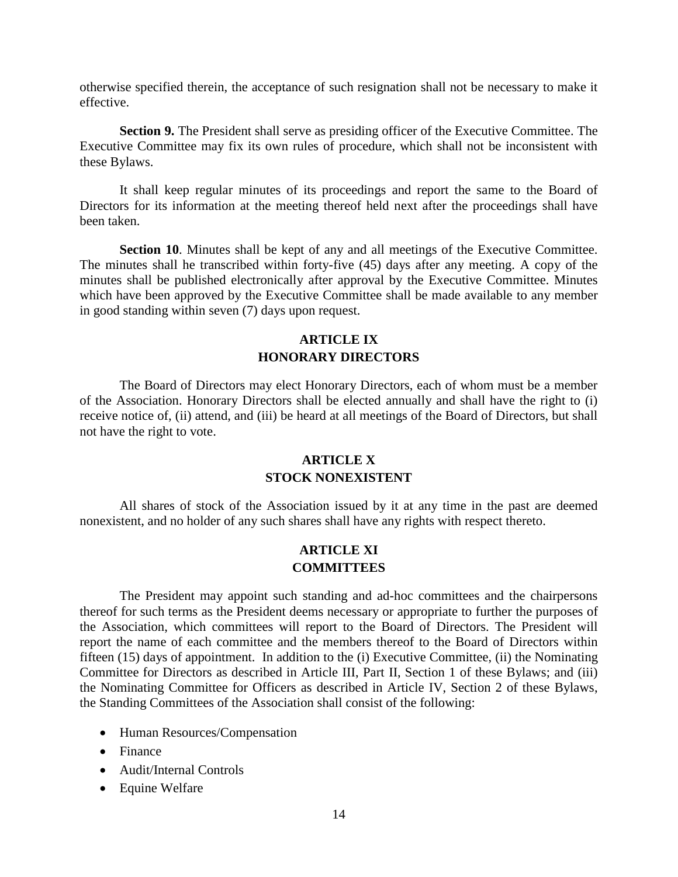otherwise specified therein, the acceptance of such resignation shall not be necessary to make it effective.

**Section 9.** The President shall serve as presiding officer of the Executive Committee. The Executive Committee may fix its own rules of procedure, which shall not be inconsistent with these Bylaws.

It shall keep regular minutes of its proceedings and report the same to the Board of Directors for its information at the meeting thereof held next after the proceedings shall have been taken.

**Section 10**. Minutes shall be kept of any and all meetings of the Executive Committee. The minutes shall he transcribed within forty-five (45) days after any meeting. A copy of the minutes shall be published electronically after approval by the Executive Committee. Minutes which have been approved by the Executive Committee shall be made available to any member in good standing within seven (7) days upon request.

## ARTICLE IX
## HONORARY DIRECTORS

The Board of Directors may elect Honorary Directors, each of whom must be a member of the Association. Honorary Directors shall be elected annually and shall have the right to (i) receive notice of, (ii) attend, and (iii) be heard at all meetings of the Board of Directors, but shall not have the right to vote.

## ARTICLE X
## STOCK NONEXISTENT

All shares of stock of the Association issued by it at any time in the past are deemed nonexistent, and no holder of any such shares shall have any rights with respect thereto.

## ARTICLE XI
## COMMITTEES

The President may appoint such standing and ad-hoc committees and the chairpersons thereof for such terms as the President deems necessary or appropriate to further the purposes of the Association, which committees will report to the Board of Directors. The President will report the name of each committee and the members thereof to the Board of Directors within fifteen (15) days of appointment. In addition to the (i) Executive Committee, (ii) the Nominating Committee for Directors as described in Article III, Part II, Section 1 of these Bylaws; and (iii) the Nominating Committee for Officers as described in Article IV, Section 2 of these Bylaws, the Standing Committees of the Association shall consist of the following:

- Human Resources/Compensation
- Finance
- Audit/Internal Controls
- Equine Welfare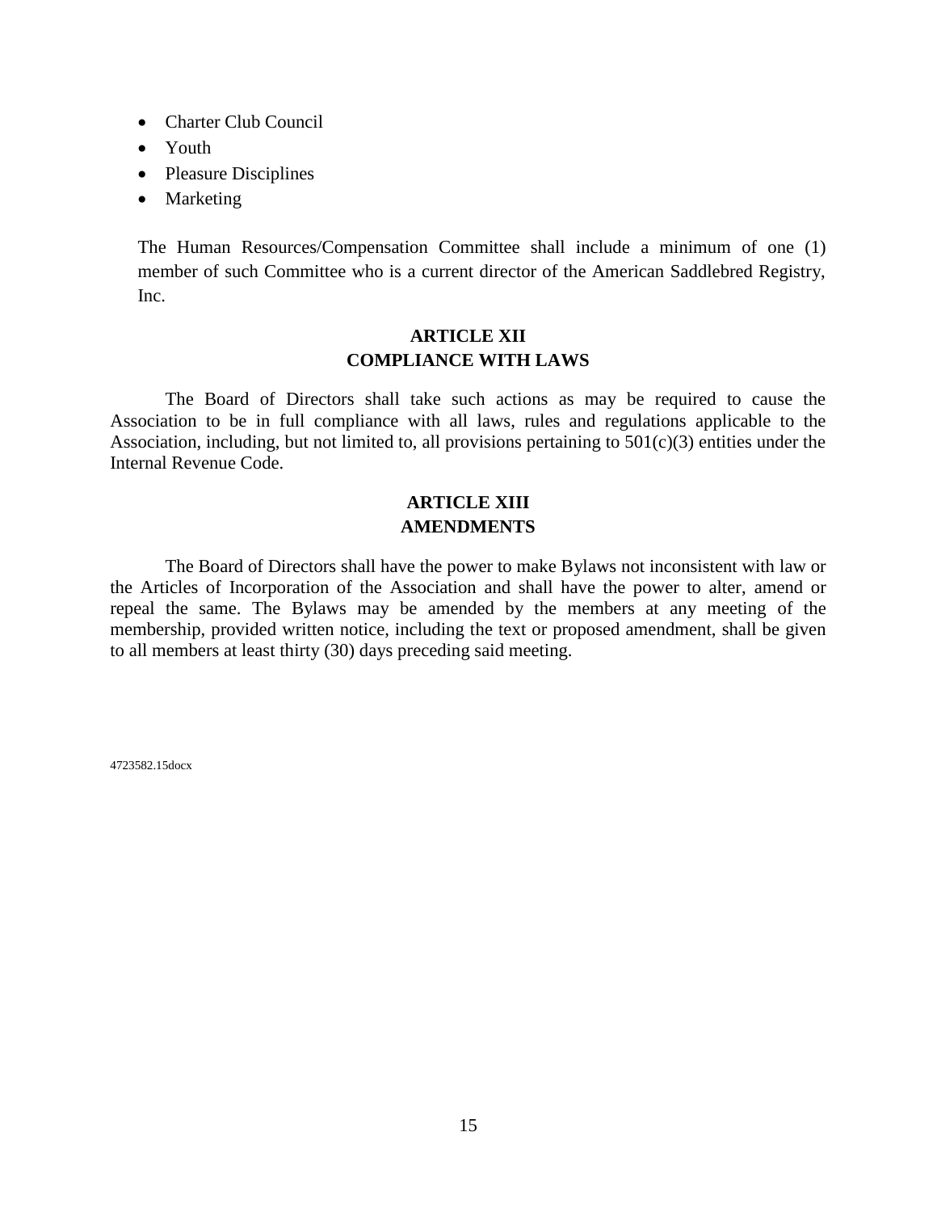- Charter Club Council
- Youth
- Pleasure Disciplines
- Marketing

The Human Resources/Compensation Committee shall include a minimum of one (1) member of such Committee who is a current director of the American Saddlebred Registry, Inc.

## ARTICLE XII
## COMPLIANCE WITH LAWS

The Board of Directors shall take such actions as may be required to cause the Association to be in full compliance with all laws, rules and regulations applicable to the Association, including, but not limited to, all provisions pertaining to 501(c)(3) entities under the Internal Revenue Code.

## ARTICLE XIII
## AMENDMENTS

The Board of Directors shall have the power to make Bylaws not inconsistent with law or the Articles of Incorporation of the Association and shall have the power to alter, amend or repeal the same. The Bylaws may be amended by the members at any meeting of the membership, provided written notice, including the text or proposed amendment, shall be given to all members at least thirty (30) days preceding said meeting.

4723582.15docx